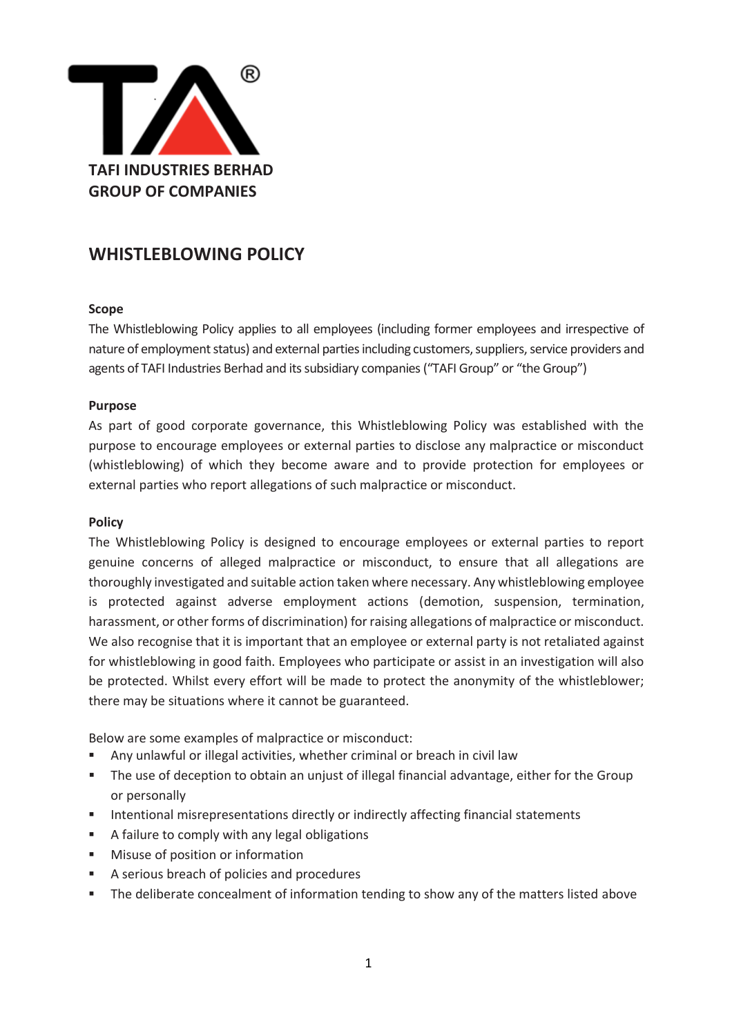**TAFI INDUSTRIES BERHAD**
**GROUP OF COMPANIES**

# WHISTLEBLOWING POLICY

### Scope

The Whistleblowing Policy applies to all employees (including former employees and irrespective of nature of employment status) and external parties including customers, suppliers, service providers and agents of TAFI Industries Berhad and its subsidiary companies ("TAFI Group" or "the Group")

### Purpose

As part of good corporate governance, this Whistleblowing Policy was established with the purpose to encourage employees or external parties to disclose any malpractice or misconduct (whistleblowing) of which they become aware and to provide protection for employees or external parties who report allegations of such malpractice or misconduct.

### Policy

The Whistleblowing Policy is designed to encourage employees or external parties to report genuine concerns of alleged malpractice or misconduct, to ensure that all allegations are thoroughly investigated and suitable action taken where necessary. Any whistleblowing employee is protected against adverse employment actions (demotion, suspension, termination, harassment, or other forms of discrimination) for raising allegations of malpractice or misconduct. We also recognise that it is important that an employee or external party is not retaliated against for whistleblowing in good faith. Employees who participate or assist in an investigation will also be protected. Whilst every effort will be made to protect the anonymity of the whistleblower; there may be situations where it cannot be guaranteed.

Below are some examples of malpractice or misconduct:

- Any unlawful or illegal activities, whether criminal or breach in civil law
- The use of deception to obtain an unjust of illegal financial advantage, either for the Group or personally
- Intentional misrepresentations directly or indirectly affecting financial statements
- A failure to comply with any legal obligations
- Misuse of position or information
- A serious breach of policies and procedures
- The deliberate concealment of information tending to show any of the matters listed above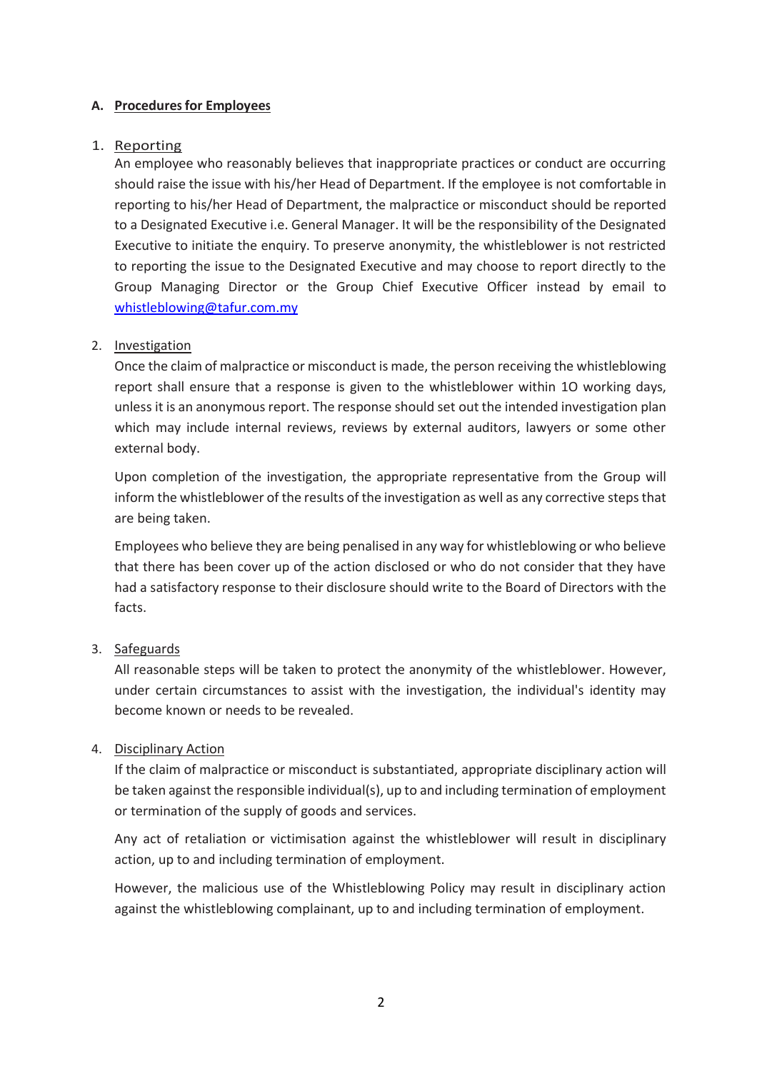## A. Procedures for Employees

1. Reporting

   An employee who reasonably believes that inappropriate practices or conduct are occurring should raise the issue with his/her Head of Department. If the employee is not comfortable in reporting to his/her Head of Department, the malpractice or misconduct should be reported to a Designated Executive i.e. General Manager. It will be the responsibility of the Designated Executive to initiate the enquiry. To preserve anonymity, the whistleblower is not restricted to reporting the issue to the Designated Executive and may choose to report directly to the Group Managing Director or the Group Chief Executive Officer instead by email to whistleblowing@tafur.com.my

2. Investigation

   Once the claim of malpractice or misconduct is made, the person receiving the whistleblowing report shall ensure that a response is given to the whistleblower within 10 working days, unless it is an anonymous report. The response should set out the intended investigation plan which may include internal reviews, reviews by external auditors, lawyers or some other external body.

   Upon completion of the investigation, the appropriate representative from the Group will inform the whistleblower of the results of the investigation as well as any corrective steps that are being taken.

   Employees who believe they are being penalised in any way for whistleblowing or who believe that there has been cover up of the action disclosed or who do not consider that they have had a satisfactory response to their disclosure should write to the Board of Directors with the facts.

3. Safeguards

   All reasonable steps will be taken to protect the anonymity of the whistleblower. However, under certain circumstances to assist with the investigation, the individual's identity may become known or needs to be revealed.

4. Disciplinary Action

   If the claim of malpractice or misconduct is substantiated, appropriate disciplinary action will be taken against the responsible individual(s), up to and including termination of employment or termination of the supply of goods and services.

   Any act of retaliation or victimisation against the whistleblower will result in disciplinary action, up to and including termination of employment.

   However, the malicious use of the Whistleblowing Policy may result in disciplinary action against the whistleblowing complainant, up to and including termination of employment.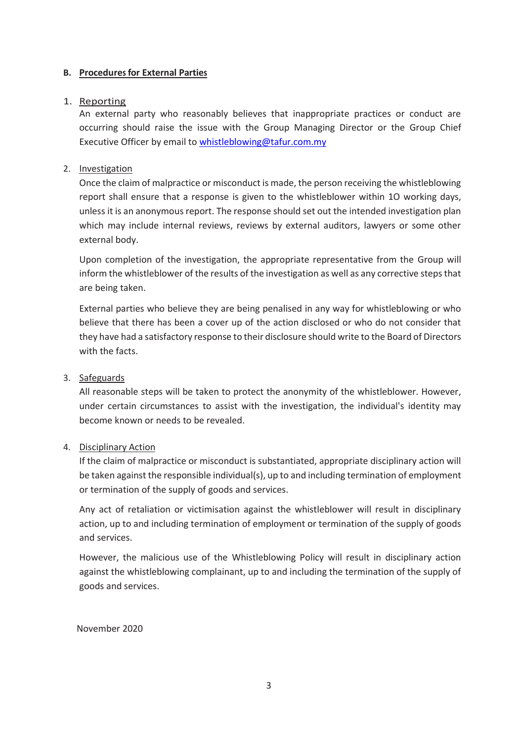## B. Procedures for External Parties

1. Reporting

   An external party who reasonably believes that inappropriate practices or conduct are occurring should raise the issue with the Group Managing Director or the Group Chief Executive Officer by email to whistleblowing@tafur.com.my

2. Investigation

   Once the claim of malpractice or misconduct is made, the person receiving the whistleblowing report shall ensure that a response is given to the whistleblower within 1O working days, unless it is an anonymous report. The response should set out the intended investigation plan which may include internal reviews, reviews by external auditors, lawyers or some other external body.

   Upon completion of the investigation, the appropriate representative from the Group will inform the whistleblower of the results of the investigation as well as any corrective steps that are being taken.

   External parties who believe they are being penalised in any way for whistleblowing or who believe that there has been a cover up of the action disclosed or who do not consider that they have had a satisfactory response to their disclosure should write to the Board of Directors with the facts.

3. Safeguards

   All reasonable steps will be taken to protect the anonymity of the whistleblower. However, under certain circumstances to assist with the investigation, the individual's identity may become known or needs to be revealed.

4. Disciplinary Action

   If the claim of malpractice or misconduct is substantiated, appropriate disciplinary action will be taken against the responsible individual(s), up to and including termination of employment or termination of the supply of goods and services.

   Any act of retaliation or victimisation against the whistleblower will result in disciplinary action, up to and including termination of employment or termination of the supply of goods and services.

   However, the malicious use of the Whistleblowing Policy will result in disciplinary action against the whistleblowing complainant, up to and including the termination of the supply of goods and services.

November 2020